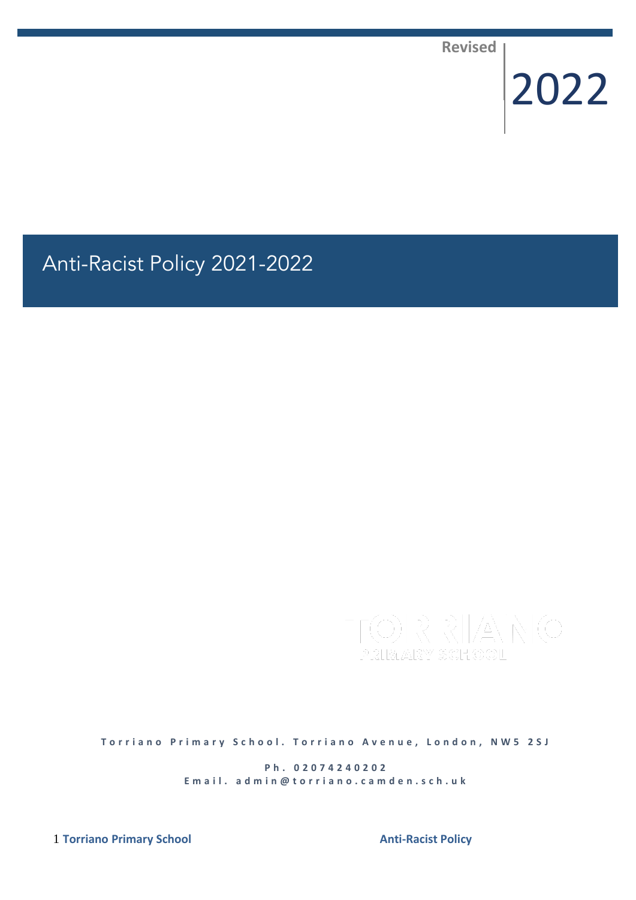Revised

2022

# Anti-Racist Policy 2021-2022

TORRIANO
PRIMARY SCHOOL

Torriano Primary School. Torriano Avenue, London, NW5 2SJ

Ph. 02074240202
Email. admin@torriano.camden.sch.uk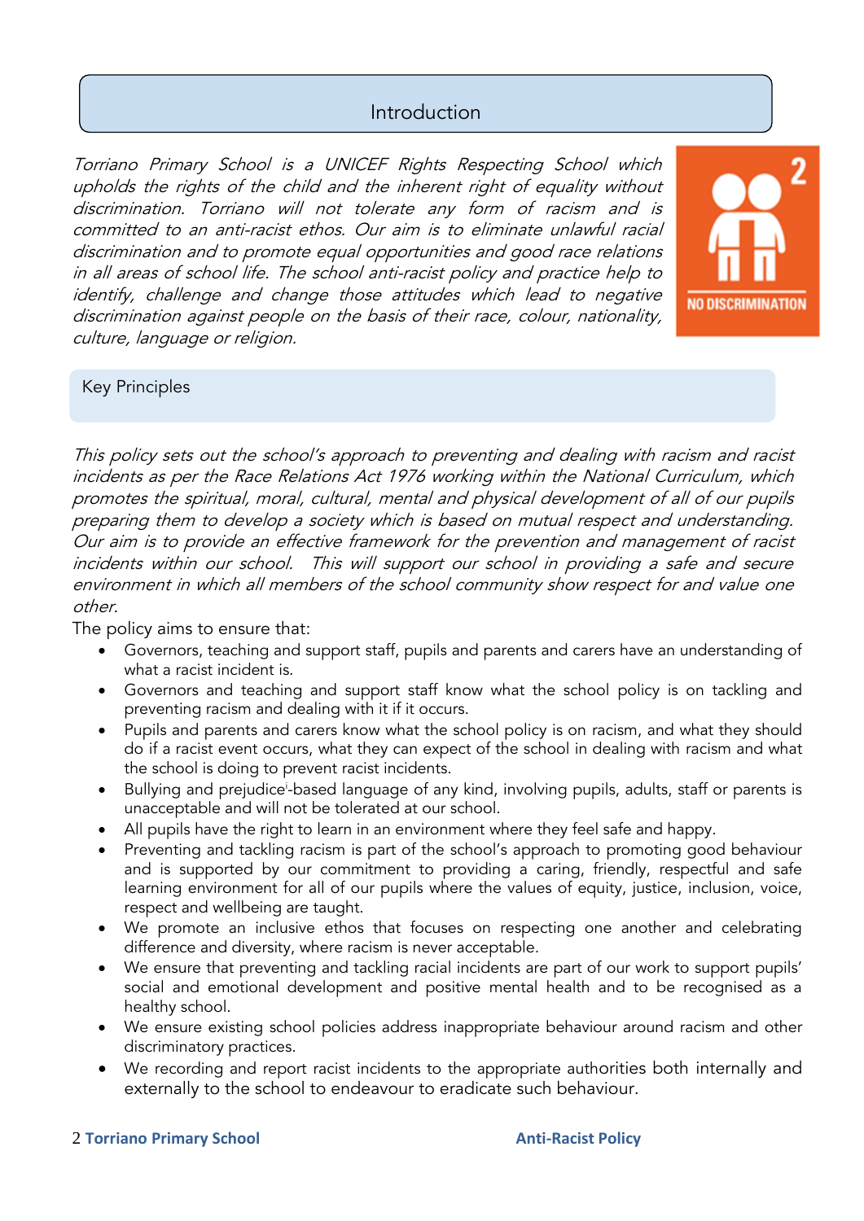## Introduction

*Torriano Primary School is a UNICEF Rights Respecting School which upholds the rights of the child and the inherent right of equality without discrimination. Torriano will not tolerate any form of racism and is committed to an anti-racist ethos. Our aim is to eliminate unlawful racial discrimination and to promote equal opportunities and good race relations in all areas of school life. The school anti-racist policy and practice help to identify, challenge and change those attitudes which lead to negative discrimination against people on the basis of their race, colour, nationality, culture, language or religion.*

## Key Principles

*This policy sets out the school's approach to preventing and dealing with racism and racist incidents as per the Race Relations Act 1976 working within the National Curriculum, which promotes the spiritual, moral, cultural, mental and physical development of all of our pupils preparing them to develop a society which is based on mutual respect and understanding. Our aim is to provide an effective framework for the prevention and management of racist incidents within our school. This will support our school in providing a safe and secure environment in which all members of the school community show respect for and value one other.*

The policy aims to ensure that:

- Governors, teaching and support staff, pupils and parents and carers have an understanding of what a racist incident is.
- Governors and teaching and support staff know what the school policy is on tackling and preventing racism and dealing with it if it occurs.
- Pupils and parents and carers know what the school policy is on racism, and what they should do if a racist event occurs, what they can expect of the school in dealing with racism and what the school is doing to prevent racist incidents.
- Bullying and prejudice[i]-based language of any kind, involving pupils, adults, staff or parents is unacceptable and will not be tolerated at our school.
- All pupils have the right to learn in an environment where they feel safe and happy.
- Preventing and tackling racism is part of the school's approach to promoting good behaviour and is supported by our commitment to providing a caring, friendly, respectful and safe learning environment for all of our pupils where the values of equity, justice, inclusion, voice, respect and wellbeing are taught.
- We promote an inclusive ethos that focuses on respecting one another and celebrating difference and diversity, where racism is never acceptable.
- We ensure that preventing and tackling racial incidents are part of our work to support pupils' social and emotional development and positive mental health and to be recognised as a healthy school.
- We ensure existing school policies address inappropriate behaviour around racism and other discriminatory practices.
- We recording and report racist incidents to the appropriate authorities both internally and externally to the school to endeavour to eradicate such behaviour.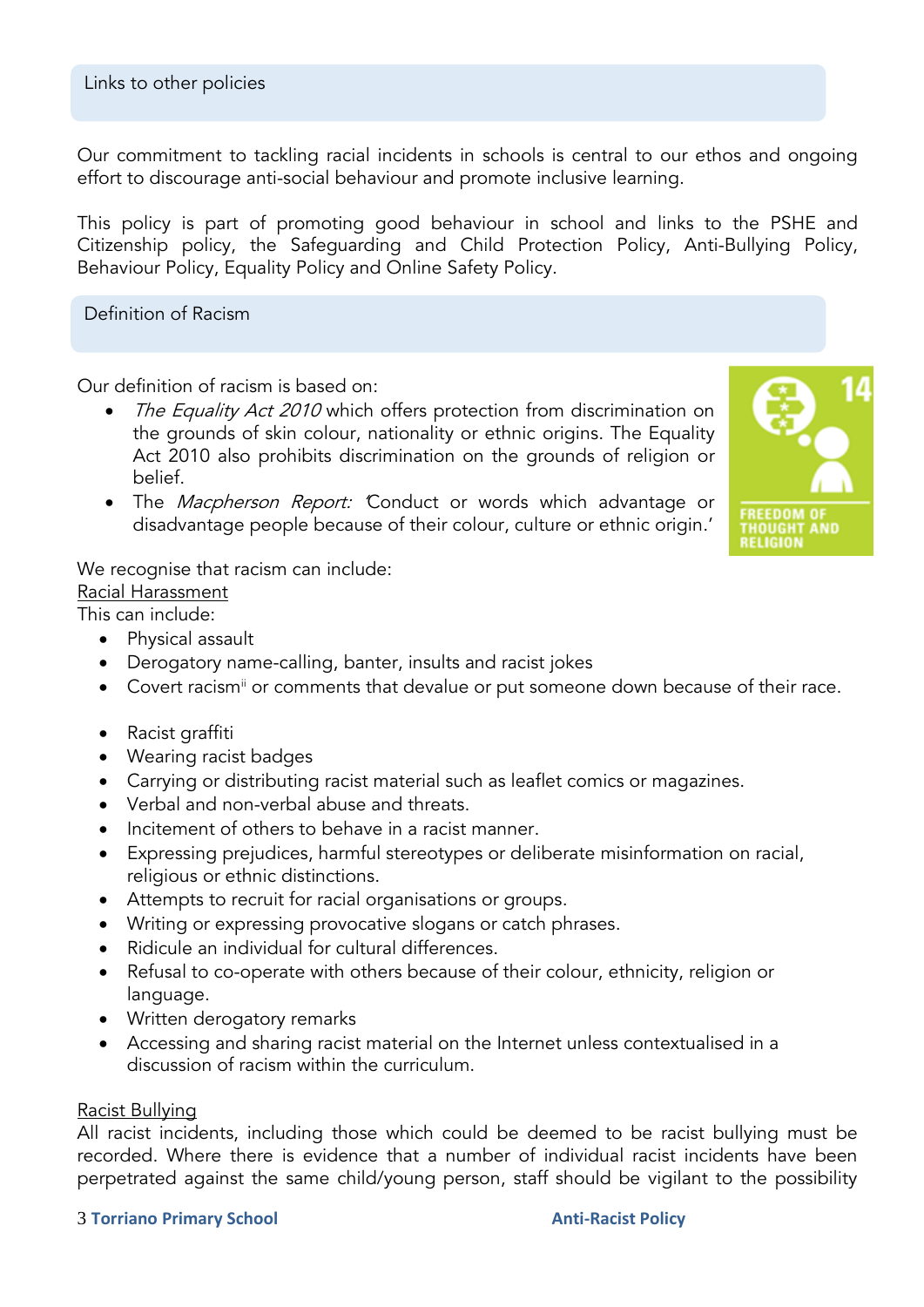## Links to other policies

Our commitment to tackling racial incidents in schools is central to our ethos and ongoing effort to discourage anti-social behaviour and promote inclusive learning.

This policy is part of promoting good behaviour in school and links to the PSHE and Citizenship policy, the Safeguarding and Child Protection Policy, Anti-Bullying Policy, Behaviour Policy, Equality Policy and Online Safety Policy.

## Definition of Racism

Our definition of racism is based on:

- *The Equality Act 2010* which offers protection from discrimination on the grounds of skin colour, nationality or ethnic origins. The Equality Act 2010 also prohibits discrimination on the grounds of religion or belief.
- The *Macpherson Report:* 'Conduct or words which advantage or disadvantage people because of their colour, culture or ethnic origin.'

We recognise that racism can include:

Racial Harassment

This can include:

- Physical assault
- Derogatory name-calling, banter, insults and racist jokes
- Covert racism[ii] or comments that devalue or put someone down because of their race.

- Racist graffiti
- Wearing racist badges
- Carrying or distributing racist material such as leaflet comics or magazines.
- Verbal and non-verbal abuse and threats.
- Incitement of others to behave in a racist manner.
- Expressing prejudices, harmful stereotypes or deliberate misinformation on racial, religious or ethnic distinctions.
- Attempts to recruit for racial organisations or groups.
- Writing or expressing provocative slogans or catch phrases.
- Ridicule an individual for cultural differences.
- Refusal to co-operate with others because of their colour, ethnicity, religion or language.
- Written derogatory remarks
- Accessing and sharing racist material on the Internet unless contextualised in a discussion of racism within the curriculum.

Racist Bullying

All racist incidents, including those which could be deemed to be racist bullying must be recorded. Where there is evidence that a number of individual racist incidents have been perpetrated against the same child/young person, staff should be vigilant to the possibility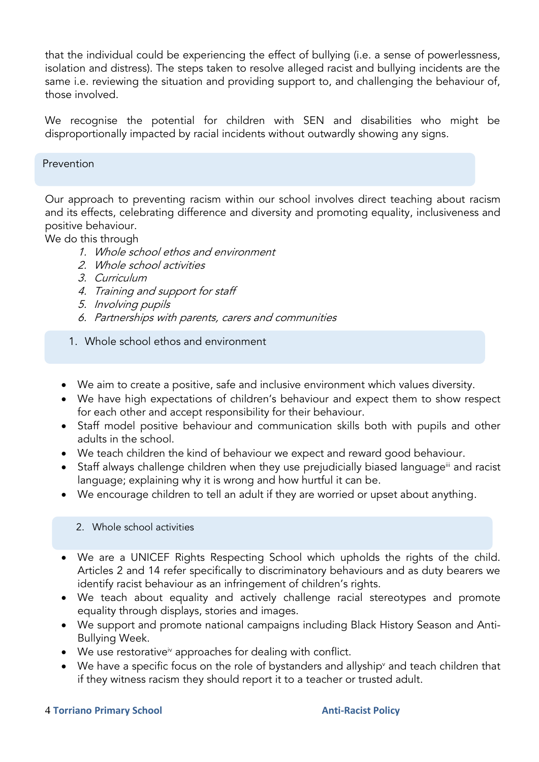that the individual could be experiencing the effect of bullying (i.e. a sense of powerlessness, isolation and distress). The steps taken to resolve alleged racist and bullying incidents are the same i.e. reviewing the situation and providing support to, and challenging the behaviour of, those involved.

We recognise the potential for children with SEN and disabilities who might be disproportionally impacted by racial incidents without outwardly showing any signs.

## Prevention

Our approach to preventing racism within our school involves direct teaching about racism and its effects, celebrating difference and diversity and promoting equality, inclusiveness and positive behaviour.
We do this through

1. *Whole school ethos and environment*
2. *Whole school activities*
3. *Curriculum*
4. *Training and support for staff*
5. *Involving pupils*
6. *Partnerships with parents, carers and communities*

### 1. Whole school ethos and environment

- We aim to create a positive, safe and inclusive environment which values diversity.
- We have high expectations of children's behaviour and expect them to show respect for each other and accept responsibility for their behaviour.
- Staff model positive behaviour and communication skills both with pupils and other adults in the school.
- We teach children the kind of behaviour we expect and reward good behaviour.
- Staff always challenge children when they use prejudicially biased language[iii] and racist language; explaining why it is wrong and how hurtful it can be.
- We encourage children to tell an adult if they are worried or upset about anything.

### 2. Whole school activities

- We are a UNICEF Rights Respecting School which upholds the rights of the child. Articles 2 and 14 refer specifically to discriminatory behaviours and as duty bearers we identify racist behaviour as an infringement of children's rights.
- We teach about equality and actively challenge racial stereotypes and promote equality through displays, stories and images.
- We support and promote national campaigns including Black History Season and Anti-Bullying Week.
- We use restorative[iv] approaches for dealing with conflict.
- We have a specific focus on the role of bystanders and allyship[v] and teach children that if they witness racism they should report it to a teacher or trusted adult.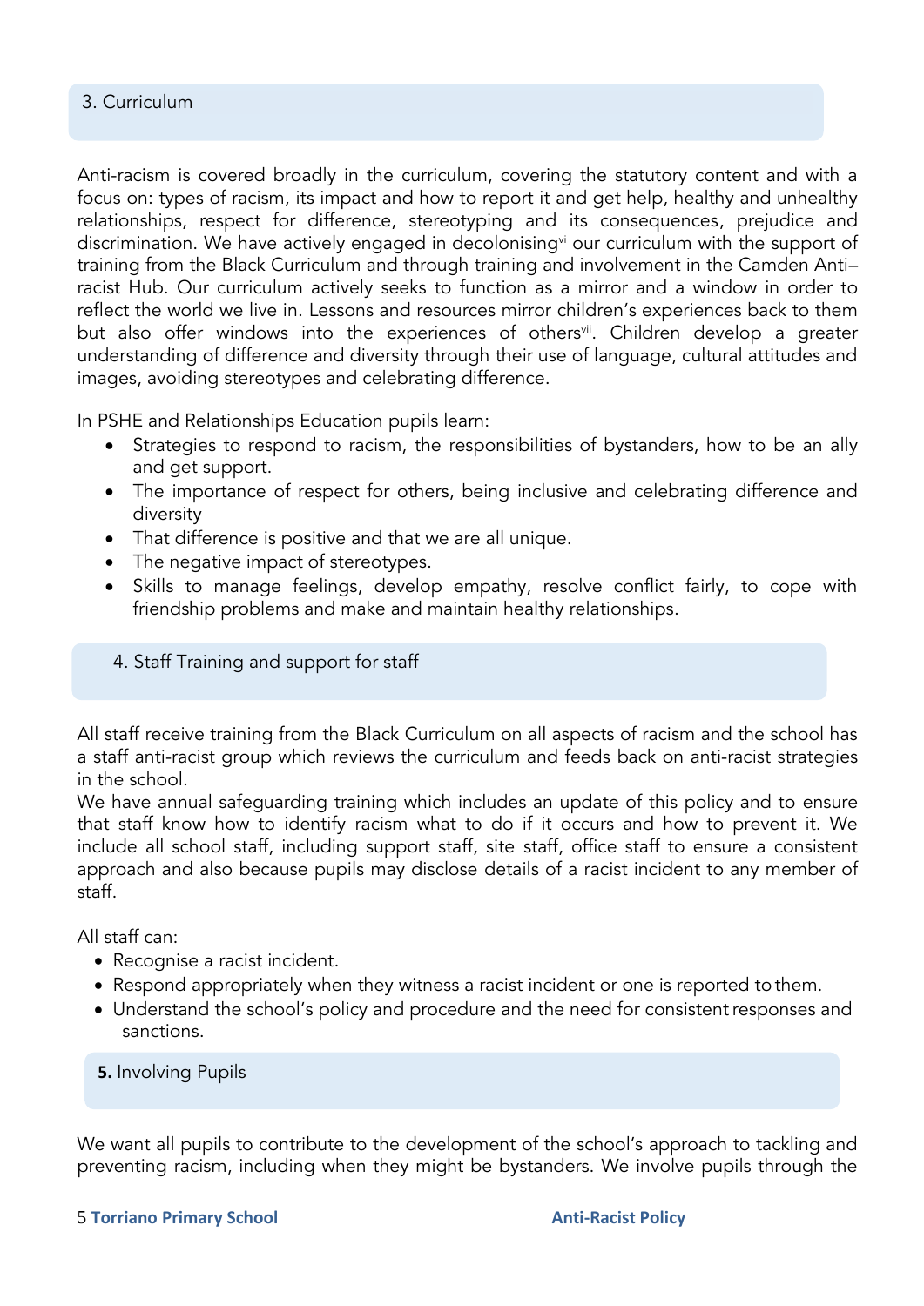## 3. Curriculum

Anti-racism is covered broadly in the curriculum, covering the statutory content and with a focus on: types of racism, its impact and how to report it and get help, healthy and unhealthy relationships, respect for difference, stereotyping and its consequences, prejudice and discrimination. We have actively engaged in decolonising[vi] our curriculum with the support of training from the Black Curriculum and through training and involvement in the Camden Anti–racist Hub. Our curriculum actively seeks to function as a mirror and a window in order to reflect the world we live in. Lessons and resources mirror children's experiences back to them but also offer windows into the experiences of others[vii]. Children develop a greater understanding of difference and diversity through their use of language, cultural attitudes and images, avoiding stereotypes and celebrating difference.

In PSHE and Relationships Education pupils learn:

- Strategies to respond to racism, the responsibilities of bystanders, how to be an ally and get support.
- The importance of respect for others, being inclusive and celebrating difference and diversity
- That difference is positive and that we are all unique.
- The negative impact of stereotypes.
- Skills to manage feelings, develop empathy, resolve conflict fairly, to cope with friendship problems and make and maintain healthy relationships.

## 4. Staff Training and support for staff

All staff receive training from the Black Curriculum on all aspects of racism and the school has a staff anti-racist group which reviews the curriculum and feeds back on anti-racist strategies in the school.
We have annual safeguarding training which includes an update of this policy and to ensure that staff know how to identify racism what to do if it occurs and how to prevent it. We include all school staff, including support staff, site staff, office staff to ensure a consistent approach and also because pupils may disclose details of a racist incident to any member of staff.

All staff can:

- Recognise a racist incident.
- Respond appropriately when they witness a racist incident or one is reported to them.
- Understand the school's policy and procedure and the need for consistent responses and sanctions.

## **5.** Involving Pupils

We want all pupils to contribute to the development of the school's approach to tackling and preventing racism, including when they might be bystanders. We involve pupils through the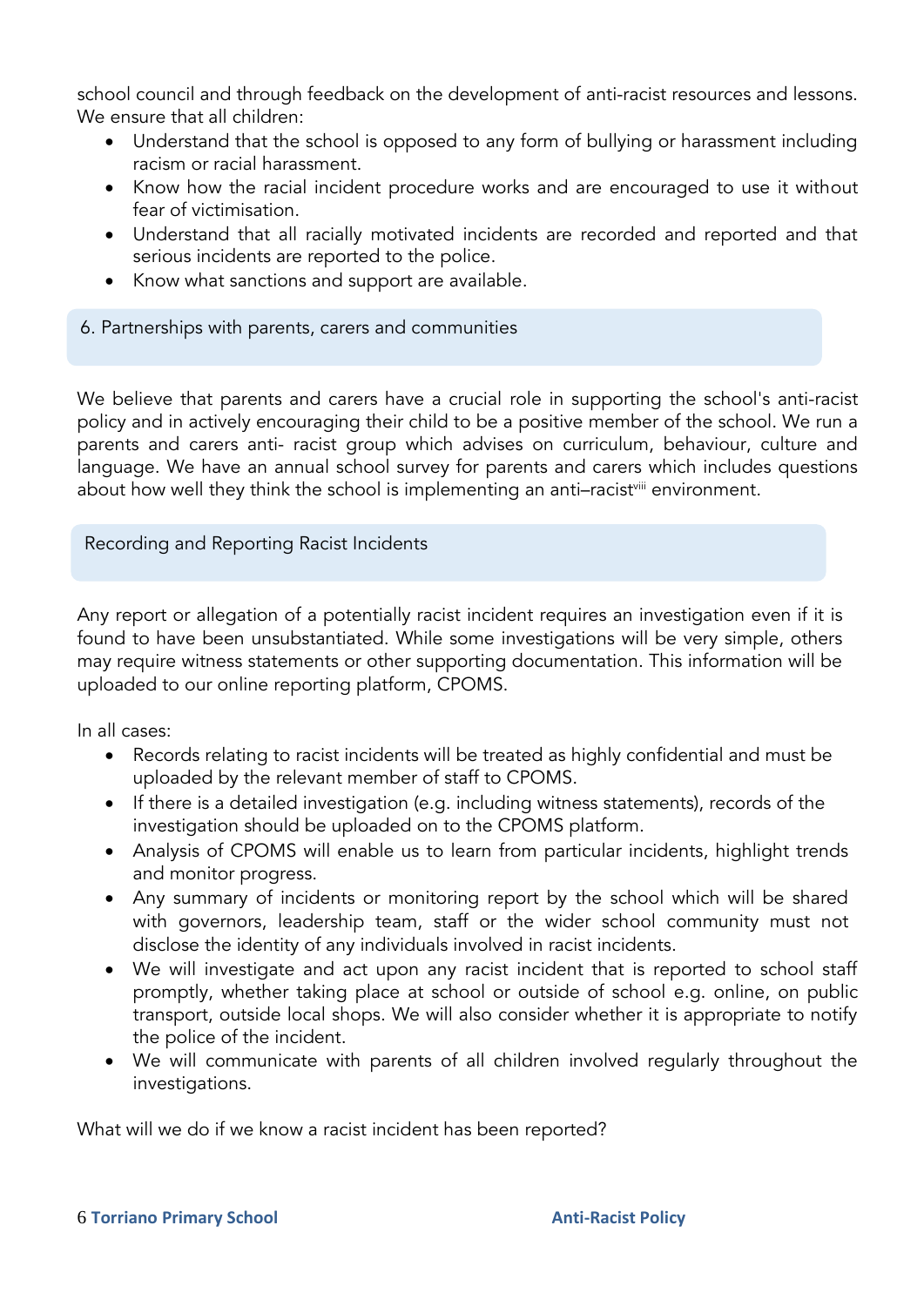school council and through feedback on the development of anti-racist resources and lessons. We ensure that all children:

- Understand that the school is opposed to any form of bullying or harassment including racism or racial harassment.
- Know how the racial incident procedure works and are encouraged to use it without fear of victimisation.
- Understand that all racially motivated incidents are recorded and reported and that serious incidents are reported to the police.
- Know what sanctions and support are available.

## 6. Partnerships with parents, carers and communities

We believe that parents and carers have a crucial role in supporting the school's anti-racist policy and in actively encouraging their child to be a positive member of the school. We run a parents and carers anti- racist group which advises on curriculum, behaviour, culture and language. We have an annual school survey for parents and carers which includes questions about how well they think the school is implementing an anti–racist[viii] environment.

## Recording and Reporting Racist Incidents

Any report or allegation of a potentially racist incident requires an investigation even if it is found to have been unsubstantiated. While some investigations will be very simple, others may require witness statements or other supporting documentation. This information will be uploaded to our online reporting platform, CPOMS.

In all cases:

- Records relating to racist incidents will be treated as highly confidential and must be uploaded by the relevant member of staff to CPOMS.
- If there is a detailed investigation (e.g. including witness statements), records of the investigation should be uploaded on to the CPOMS platform.
- Analysis of CPOMS will enable us to learn from particular incidents, highlight trends and monitor progress.
- Any summary of incidents or monitoring report by the school which will be shared with governors, leadership team, staff or the wider school community must not disclose the identity of any individuals involved in racist incidents.
- We will investigate and act upon any racist incident that is reported to school staff promptly, whether taking place at school or outside of school e.g. online, on public transport, outside local shops. We will also consider whether it is appropriate to notify the police of the incident.
- We will communicate with parents of all children involved regularly throughout the investigations.

What will we do if we know a racist incident has been reported?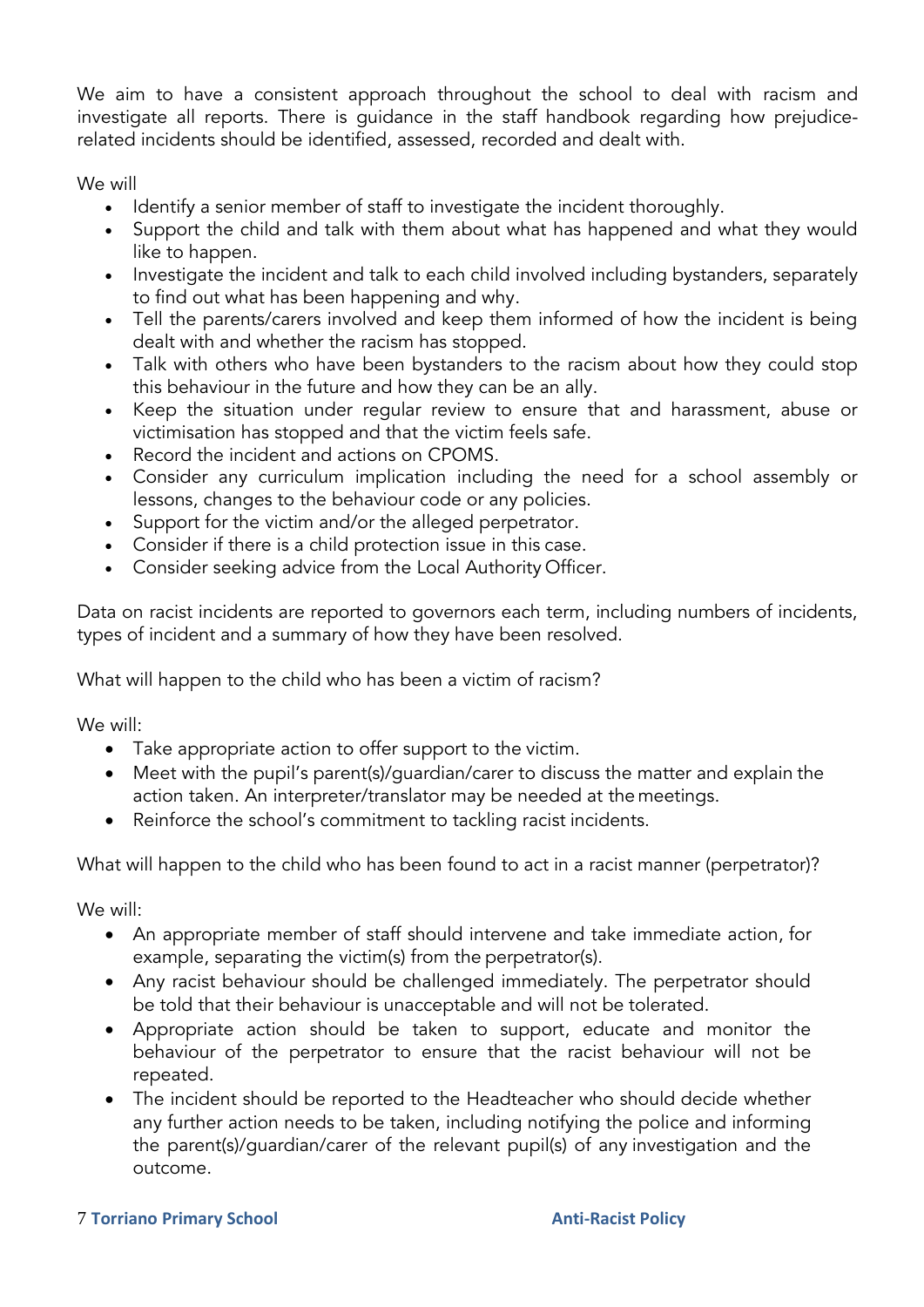We aim to have a consistent approach throughout the school to deal with racism and investigate all reports. There is guidance in the staff handbook regarding how prejudice-related incidents should be identified, assessed, recorded and dealt with.

We will

- Identify a senior member of staff to investigate the incident thoroughly.
- Support the child and talk with them about what has happened and what they would like to happen.
- Investigate the incident and talk to each child involved including bystanders, separately to find out what has been happening and why.
- Tell the parents/carers involved and keep them informed of how the incident is being dealt with and whether the racism has stopped.
- Talk with others who have been bystanders to the racism about how they could stop this behaviour in the future and how they can be an ally.
- Keep the situation under regular review to ensure that and harassment, abuse or victimisation has stopped and that the victim feels safe.
- Record the incident and actions on CPOMS.
- Consider any curriculum implication including the need for a school assembly or lessons, changes to the behaviour code or any policies.
- Support for the victim and/or the alleged perpetrator.
- Consider if there is a child protection issue in this case.
- Consider seeking advice from the Local Authority Officer.

Data on racist incidents are reported to governors each term, including numbers of incidents, types of incident and a summary of how they have been resolved.

What will happen to the child who has been a victim of racism?

We will:

- Take appropriate action to offer support to the victim.
- Meet with the pupil's parent(s)/guardian/carer to discuss the matter and explain the action taken. An interpreter/translator may be needed at the meetings.
- Reinforce the school's commitment to tackling racist incidents.

What will happen to the child who has been found to act in a racist manner (perpetrator)?

We will:

- An appropriate member of staff should intervene and take immediate action, for example, separating the victim(s) from the perpetrator(s).
- Any racist behaviour should be challenged immediately. The perpetrator should be told that their behaviour is unacceptable and will not be tolerated.
- Appropriate action should be taken to support, educate and monitor the behaviour of the perpetrator to ensure that the racist behaviour will not be repeated.
- The incident should be reported to the Headteacher who should decide whether any further action needs to be taken, including notifying the police and informing the parent(s)/guardian/carer of the relevant pupil(s) of any investigation and the outcome.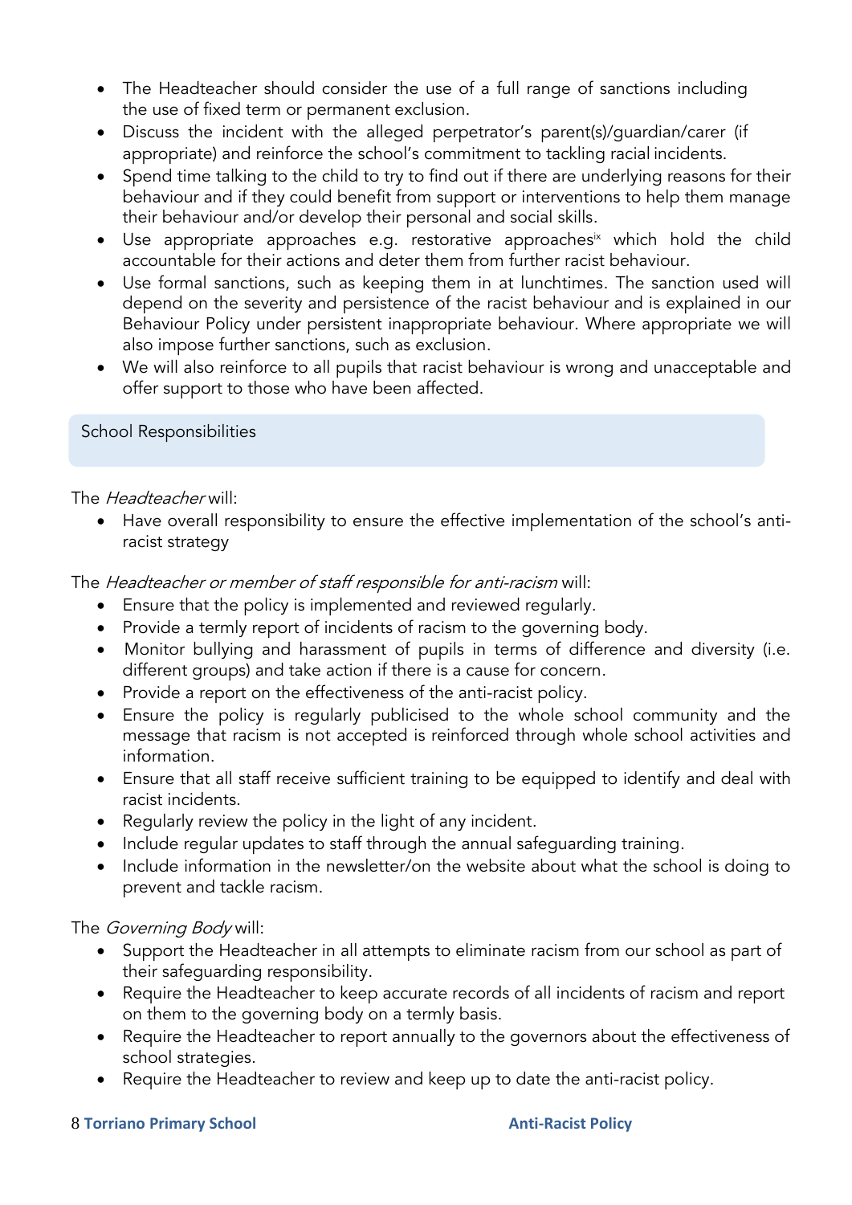- The Headteacher should consider the use of a full range of sanctions including the use of fixed term or permanent exclusion.
- Discuss the incident with the alleged perpetrator's parent(s)/guardian/carer (if appropriate) and reinforce the school's commitment to tackling racial incidents.
- Spend time talking to the child to try to find out if there are underlying reasons for their behaviour and if they could benefit from support or interventions to help them manage their behaviour and/or develop their personal and social skills.
- Use appropriate approaches e.g. restorative approaches[ix] which hold the child accountable for their actions and deter them from further racist behaviour.
- Use formal sanctions, such as keeping them in at lunchtimes. The sanction used will depend on the severity and persistence of the racist behaviour and is explained in our Behaviour Policy under persistent inappropriate behaviour. Where appropriate we will also impose further sanctions, such as exclusion.
- We will also reinforce to all pupils that racist behaviour is wrong and unacceptable and offer support to those who have been affected.

## School Responsibilities

The *Headteacher* will:

- Have overall responsibility to ensure the effective implementation of the school's anti-racist strategy

The *Headteacher or member of staff responsible for anti-racism* will:

- Ensure that the policy is implemented and reviewed regularly.
- Provide a termly report of incidents of racism to the governing body.
- Monitor bullying and harassment of pupils in terms of difference and diversity (i.e. different groups) and take action if there is a cause for concern.
- Provide a report on the effectiveness of the anti-racist policy.
- Ensure the policy is regularly publicised to the whole school community and the message that racism is not accepted is reinforced through whole school activities and information.
- Ensure that all staff receive sufficient training to be equipped to identify and deal with racist incidents.
- Regularly review the policy in the light of any incident.
- Include regular updates to staff through the annual safeguarding training.
- Include information in the newsletter/on the website about what the school is doing to prevent and tackle racism.

The *Governing Body* will:

- Support the Headteacher in all attempts to eliminate racism from our school as part of their safeguarding responsibility.
- Require the Headteacher to keep accurate records of all incidents of racism and report on them to the governing body on a termly basis.
- Require the Headteacher to report annually to the governors about the effectiveness of school strategies.
- Require the Headteacher to review and keep up to date the anti-racist policy.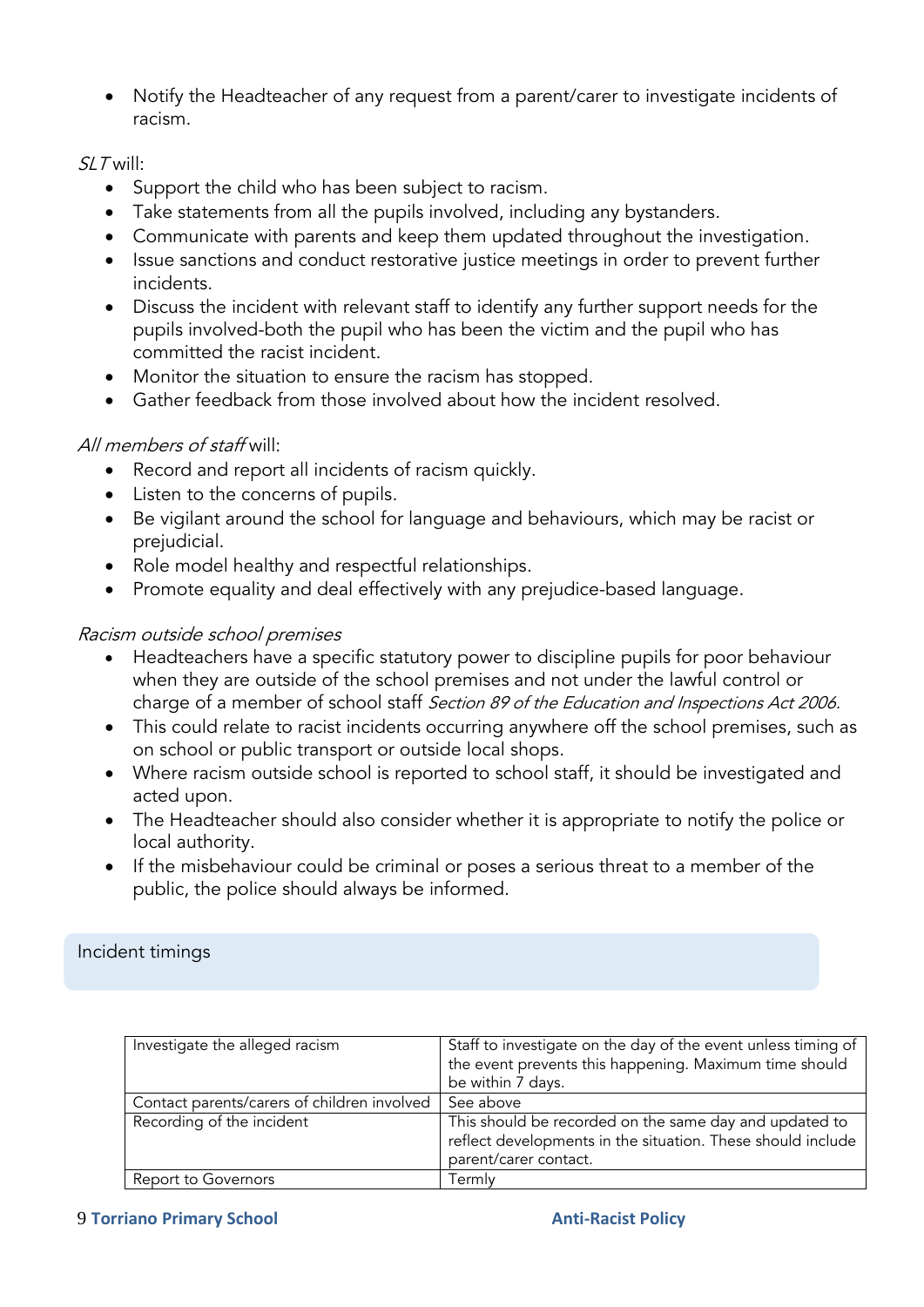- Notify the Headteacher of any request from a parent/carer to investigate incidents of racism.

*SLT* will:

- Support the child who has been subject to racism.
- Take statements from all the pupils involved, including any bystanders.
- Communicate with parents and keep them updated throughout the investigation.
- Issue sanctions and conduct restorative justice meetings in order to prevent further incidents.
- Discuss the incident with relevant staff to identify any further support needs for the pupils involved-both the pupil who has been the victim and the pupil who has committed the racist incident.
- Monitor the situation to ensure the racism has stopped.
- Gather feedback from those involved about how the incident resolved.

*All members of staff* will:

- Record and report all incidents of racism quickly.
- Listen to the concerns of pupils.
- Be vigilant around the school for language and behaviours, which may be racist or prejudicial.
- Role model healthy and respectful relationships.
- Promote equality and deal effectively with any prejudice-based language.

*Racism outside school premises*

- Headteachers have a specific statutory power to discipline pupils for poor behaviour when they are outside of the school premises and not under the lawful control or charge of a member of school staff *Section 89 of the Education and Inspections Act 2006.*
- This could relate to racist incidents occurring anywhere off the school premises, such as on school or public transport or outside local shops.
- Where racism outside school is reported to school staff, it should be investigated and acted upon.
- The Headteacher should also consider whether it is appropriate to notify the police or local authority.
- If the misbehaviour could be criminal or poses a serious threat to a member of the public, the police should always be informed.

## Incident timings

| Investigate the alleged racism | Staff to investigate on the day of the event unless timing of the event prevents this happening. Maximum time should be within 7 days. |
|---|---|
| Contact parents/carers of children involved | See above |
| Recording of the incident | This should be recorded on the same day and updated to reflect developments in the situation. These should include parent/carer contact. |
| Report to Governors | Termly |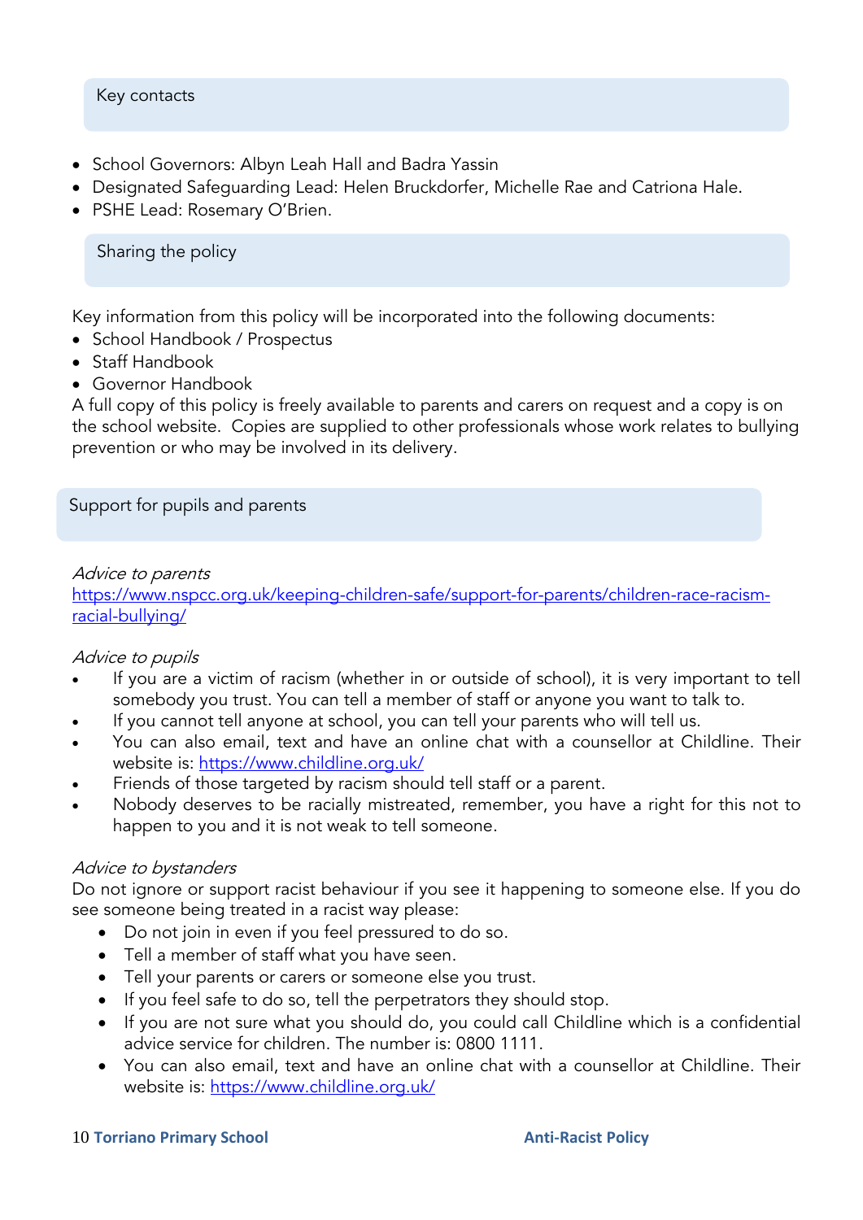## Key contacts

- School Governors: Albyn Leah Hall and Badra Yassin
- Designated Safeguarding Lead: Helen Bruckdorfer, Michelle Rae and Catriona Hale.
- PSHE Lead: Rosemary O'Brien.

## Sharing the policy

Key information from this policy will be incorporated into the following documents:

- School Handbook / Prospectus
- Staff Handbook
- Governor Handbook

A full copy of this policy is freely available to parents and carers on request and a copy is on the school website. Copies are supplied to other professionals whose work relates to bullying prevention or who may be involved in its delivery.

## Support for pupils and parents

*Advice to parents*

https://www.nspcc.org.uk/keeping-children-safe/support-for-parents/children-race-racism-racial-bullying/

*Advice to pupils*

- If you are a victim of racism (whether in or outside of school), it is very important to tell somebody you trust. You can tell a member of staff or anyone you want to talk to.
- If you cannot tell anyone at school, you can tell your parents who will tell us.
- You can also email, text and have an online chat with a counsellor at Childline. Their website is: https://www.childline.org.uk/
- Friends of those targeted by racism should tell staff or a parent.
- Nobody deserves to be racially mistreated, remember, you have a right for this not to happen to you and it is not weak to tell someone.

*Advice to bystanders*

Do not ignore or support racist behaviour if you see it happening to someone else. If you do see someone being treated in a racist way please:

- Do not join in even if you feel pressured to do so.
- Tell a member of staff what you have seen.
- Tell your parents or carers or someone else you trust.
- If you feel safe to do so, tell the perpetrators they should stop.
- If you are not sure what you should do, you could call Childline which is a confidential advice service for children. The number is: 0800 1111.
- You can also email, text and have an online chat with a counsellor at Childline. Their website is: https://www.childline.org.uk/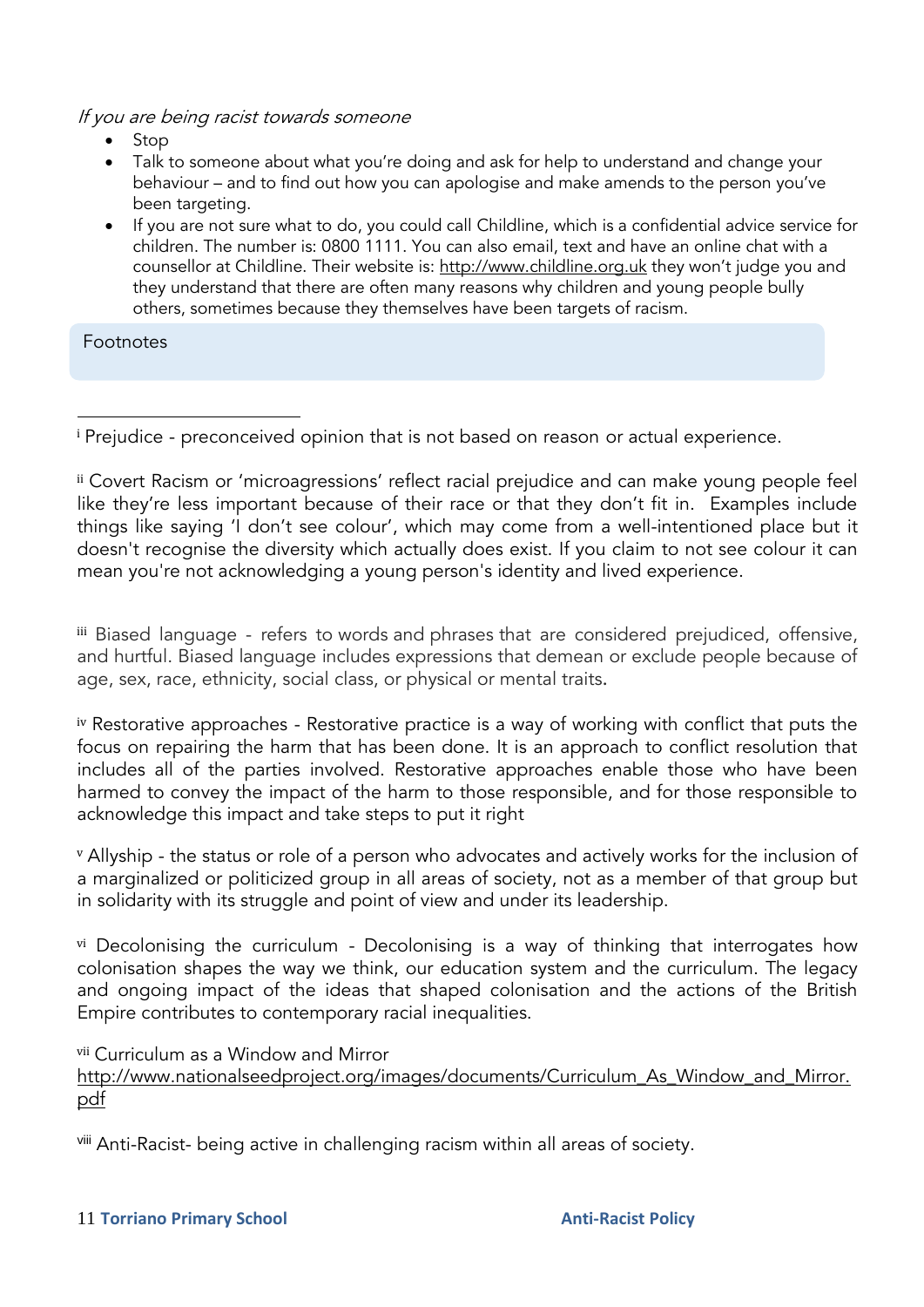*If you are being racist towards someone*

- Stop
- Talk to someone about what you're doing and ask for help to understand and change your behaviour – and to find out how you can apologise and make amends to the person you've been targeting.
- If you are not sure what to do, you could call Childline, which is a confidential advice service for children. The number is: 0800 1111. You can also email, text and have an online chat with a counsellor at Childline. Their website is: http://www.childline.org.uk they won't judge you and they understand that there are often many reasons why children and young people bully others, sometimes because they themselves have been targets of racism.

Footnotes

---

[i] Prejudice - preconceived opinion that is not based on reason or actual experience.

[ii] Covert Racism or 'microagressions' reflect racial prejudice and can make young people feel like they're less important because of their race or that they don't fit in. Examples include things like saying 'I don't see colour', which may come from a well-intentioned place but it doesn't recognise the diversity which actually does exist. If you claim to not see colour it can mean you're not acknowledging a young person's identity and lived experience.

[iii] Biased language - refers to words and phrases that are considered prejudiced, offensive, and hurtful. Biased language includes expressions that demean or exclude people because of age, sex, race, ethnicity, social class, or physical or mental traits.

[iv] Restorative approaches - Restorative practice is a way of working with conflict that puts the focus on repairing the harm that has been done. It is an approach to conflict resolution that includes all of the parties involved. Restorative approaches enable those who have been harmed to convey the impact of the harm to those responsible, and for those responsible to acknowledge this impact and take steps to put it right

[v] Allyship - the status or role of a person who advocates and actively works for the inclusion of a marginalized or politicized group in all areas of society, not as a member of that group but in solidarity with its struggle and point of view and under its leadership.

[vi] Decolonising the curriculum - Decolonising is a way of thinking that interrogates how colonisation shapes the way we think, our education system and the curriculum. The legacy and ongoing impact of the ideas that shaped colonisation and the actions of the British Empire contributes to contemporary racial inequalities.

[vii] Curriculum as a Window and Mirror http://www.nationalseedproject.org/images/documents/Curriculum_As_Window_and_Mirror.pdf

[viii] Anti-Racist- being active in challenging racism within all areas of society.